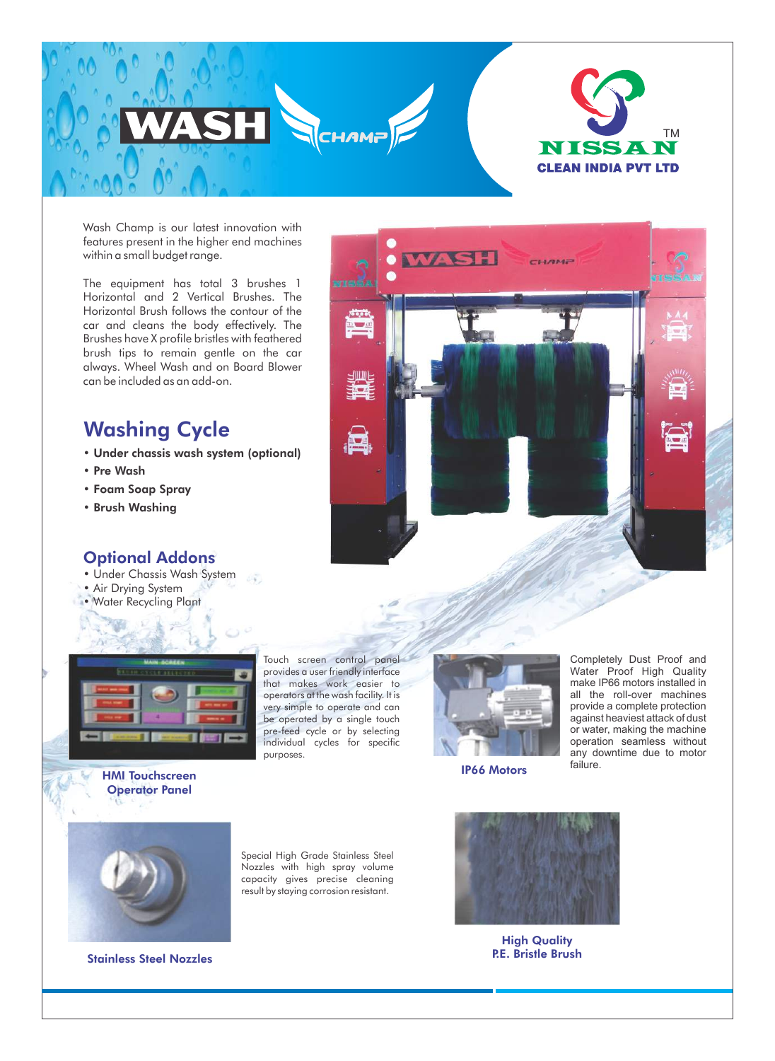# WASH CHAMP

NISSAN™
CLEAN INDIA PVT LTD

Wash Champ is our latest innovation with features present in the higher end machines within a small budget range.

The equipment has total 3 brushes 1 Horizontal and 2 Vertical Brushes. The Horizontal Brush follows the contour of the car and cleans the body effectively. The Brushes have X profile bristles with feathered brush tips to remain gentle on the car always. Wheel Wash and on Board Blower can be included as an add-on.

## Washing Cycle

- **Under chassis wash system (optional)**
- **Pre Wash**
- **Foam Soap Spray**
- **Brush Washing**

## Optional Addons

- Under Chassis Wash System
- Air Drying System
- Water Recycling Plant

### HMI Touchscreen Operator Panel

Touch screen control panel provides a user friendly interface that makes work easier to operators at the wash facility. It is very simple to operate and can be operated by a single touch pre-feed cycle or by selecting individual cycles for specific purposes.

### IP66 Motors

Completely Dust Proof and Water Proof High Quality make IP66 motors installed in all the roll-over machines provide a complete protection against heaviest attack of dust or water, making the machine operation seamless without any downtime due to motor failure.

### Stainless Steel Nozzles

Special High Grade Stainless Steel Nozzles with high spray volume capacity gives precise cleaning result by staying corrosion resistant.

### High Quality P.E. Bristle Brush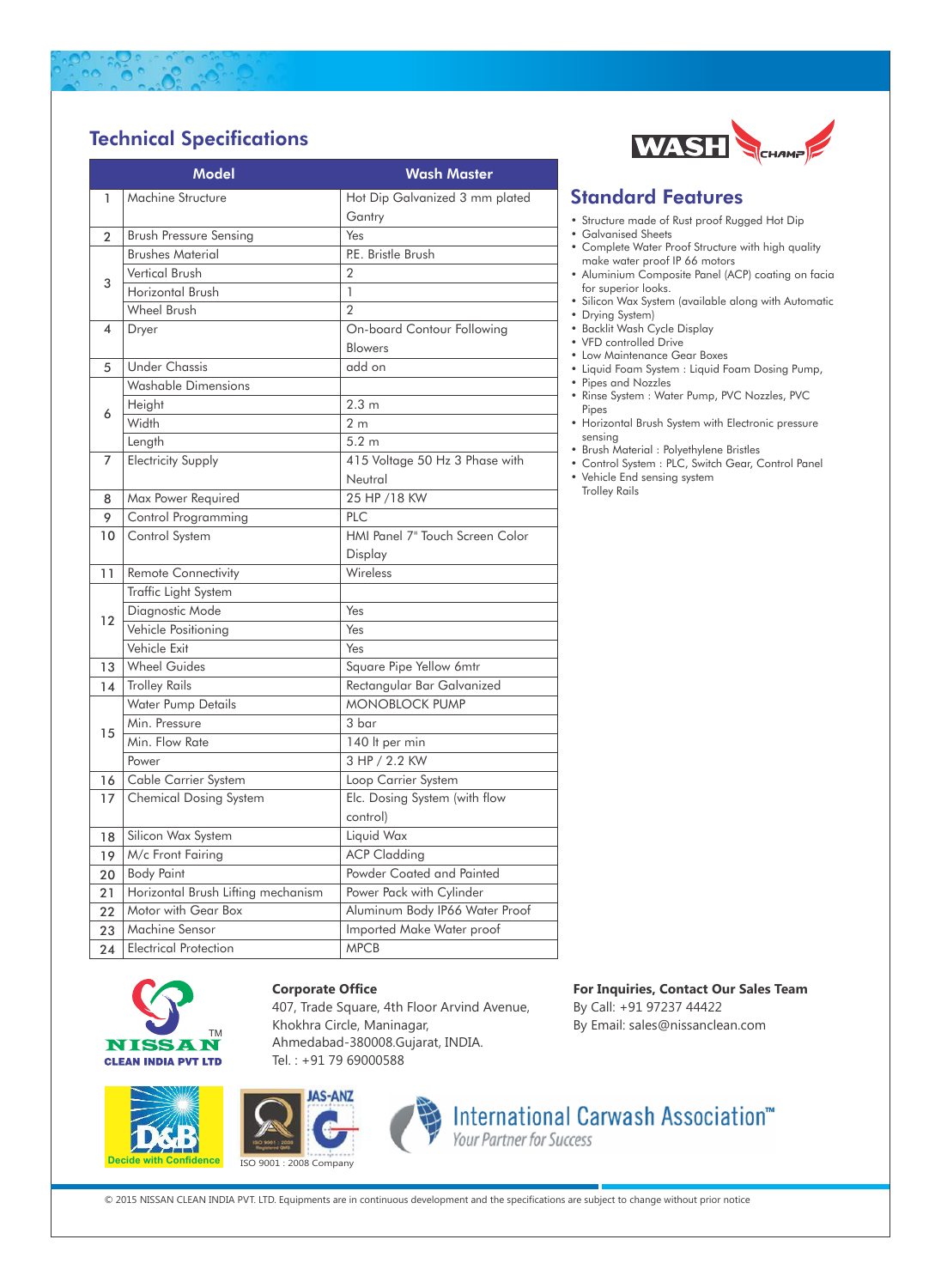## Technical Specifications

| | Model | Wash Master |
|---|---|---|
| 1 | Machine Structure | Hot Dip Galvanized 3 mm plated Gantry |
| 2 | Brush Pressure Sensing | Yes |
| 3 | Brushes Material | P.E. Bristle Brush |
| | Vertical Brush | 2 |
| | Horizontal Brush | 1 |
| | Wheel Brush | 2 |
| 4 | Dryer | On-board Contour Following Blowers |
| 5 | Under Chassis | add on |
| 6 | Washable Dimensions | |
| | Height | 2.3 m |
| | Width | 2 m |
| | Length | 5.2 m |
| 7 | Electricity Supply | 415 Voltage 50 Hz 3 Phase with Neutral |
| 8 | Max Power Required | 25 HP /18 KW |
| 9 | Control Programming | PLC |
| 10 | Control System | HMI Panel 7" Touch Screen Color Display |
| 11 | Remote Connectivity | Wireless |
| 12 | Traffic Light System | |
| | Diagnostic Mode | Yes |
| | Vehicle Positioning | Yes |
| | Vehicle Exit | Yes |
| 13 | Wheel Guides | Square Pipe Yellow 6mtr |
| 14 | Trolley Rails | Rectangular Bar Galvanized |
| 15 | Water Pump Details | MONOBLOCK PUMP |
| | Min. Pressure | 3 bar |
| | Min. Flow Rate | 140 lt per min |
| | Power | 3 HP / 2.2 KW |
| 16 | Cable Carrier System | Loop Carrier System |
| 17 | Chemical Dosing System | Elc. Dosing System (with flow control) |
| 18 | Silicon Wax System | Liquid Wax |
| 19 | M/c Front Fairing | ACP Cladding |
| 20 | Body Paint | Powder Coated and Painted |
| 21 | Horizontal Brush Lifting mechanism | Power Pack with Cylinder |
| 22 | Motor with Gear Box | Aluminum Body IP66 Water Proof |
| 23 | Machine Sensor | Imported Make Water proof |
| 24 | Electrical Protection | MPCB |

WASH CHAMP

## Standard Features

- Structure made of Rust proof Rugged Hot Dip
- Galvanised Sheets
- Complete Water Proof Structure with high quality make water proof IP 66 motors
- Aluminium Composite Panel (ACP) coating on facia for superior looks.
- Silicon Wax System (available along with Automatic
- Drying System)
- Backlit Wash Cycle Display
- VFD controlled Drive
- Low Maintenance Gear Boxes
- Liquid Foam System : Liquid Foam Dosing Pump,
- Pipes and Nozzles
- Rinse System : Water Pump, PVC Nozzles, PVC Pipes
- Horizontal Brush System with Electronic pressure sensing
- Brush Material : Polyethylene Bristles
- Control System : PLC, Switch Gear, Control Panel
- Vehicle End sensing system
  Trolley Rails

NISSAN™ CLEAN INDIA PVT LTD

**Corporate Office**
407, Trade Square, 4th Floor Arvind Avenue,
Khokhra Circle, Maninagar,
Ahmedabad-380008.Gujarat, INDIA.
Tel. : +91 79 69000588

**For Inquiries, Contact Our Sales Team**
By Call: +91 97237 44422
By Email: sales@nissanclean.com

D&B Decide with Confidence

JAS-ANZ ISO 9001 : 2008 Company

International Carwash Association™ Your Partner for Success

© 2015 NISSAN CLEAN INDIA PVT. LTD. Equipments are in continuous development and the specifications are subject to change without prior notice